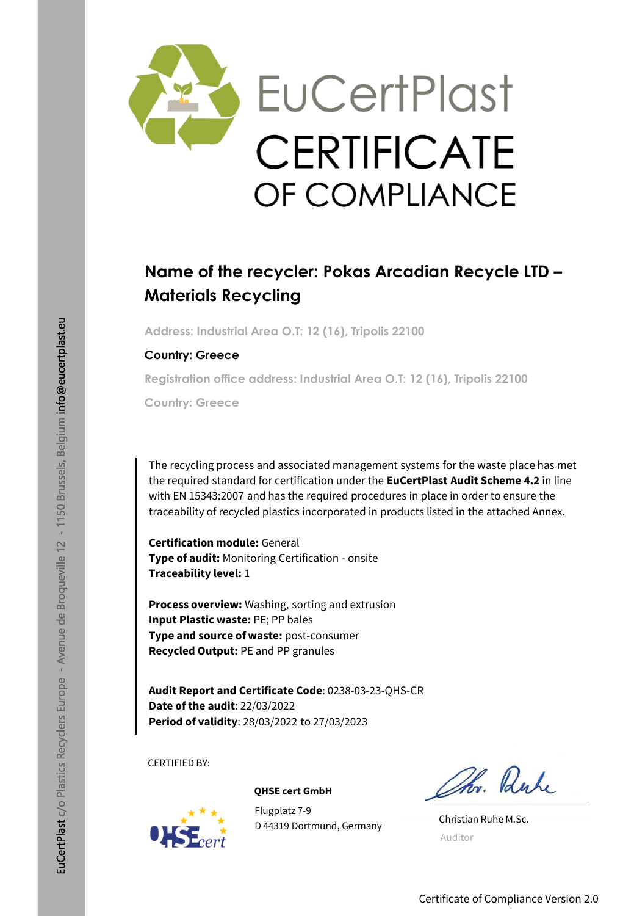# EuCertPlast CERTIFICATE OF COMPLIANCE

## Name of the recycler: Pokas Arcadian Recycle LTD – Materials Recycling

Address: Industrial Area O.T: 12 (16), Tripolis 22100

**Country: Greece**

Registration office address: Industrial Area O.T: 12 (16), Tripolis 22100

Country: Greece

The recycling process and associated management systems for the waste place has met the required standard for certification under the **EuCertPlast Audit Scheme 4.2** in line with EN 15343:2007 and has the required procedures in place in order to ensure the traceability of recycled plastics incorporated in products listed in the attached Annex.

**Certification module:** General
**Type of audit:** Monitoring Certification - onsite
**Traceability level:** 1

**Process overview:** Washing, sorting and extrusion
**Input Plastic waste:** PE; PP bales
**Type and source of waste:** post-consumer
**Recycled Output:** PE and PP granules

**Audit Report and Certificate Code**: 0238-03-23-QHS-CR
**Date of the audit**: 22/03/2022
**Period of validity**: 28/03/2022 to 27/03/2023

CERTIFIED BY:

**QHSE cert GmbH**
Flugplatz 7-9
D 44319 Dortmund, Germany

Christian Ruhe M.Sc.
Auditor

EuCertPlast c/o Plastics Recyclers Europe - Avenue de Broqueville 12 - 1150 Brussels, Belgium info@eucertplast.eu

Certificate of Compliance Version 2.0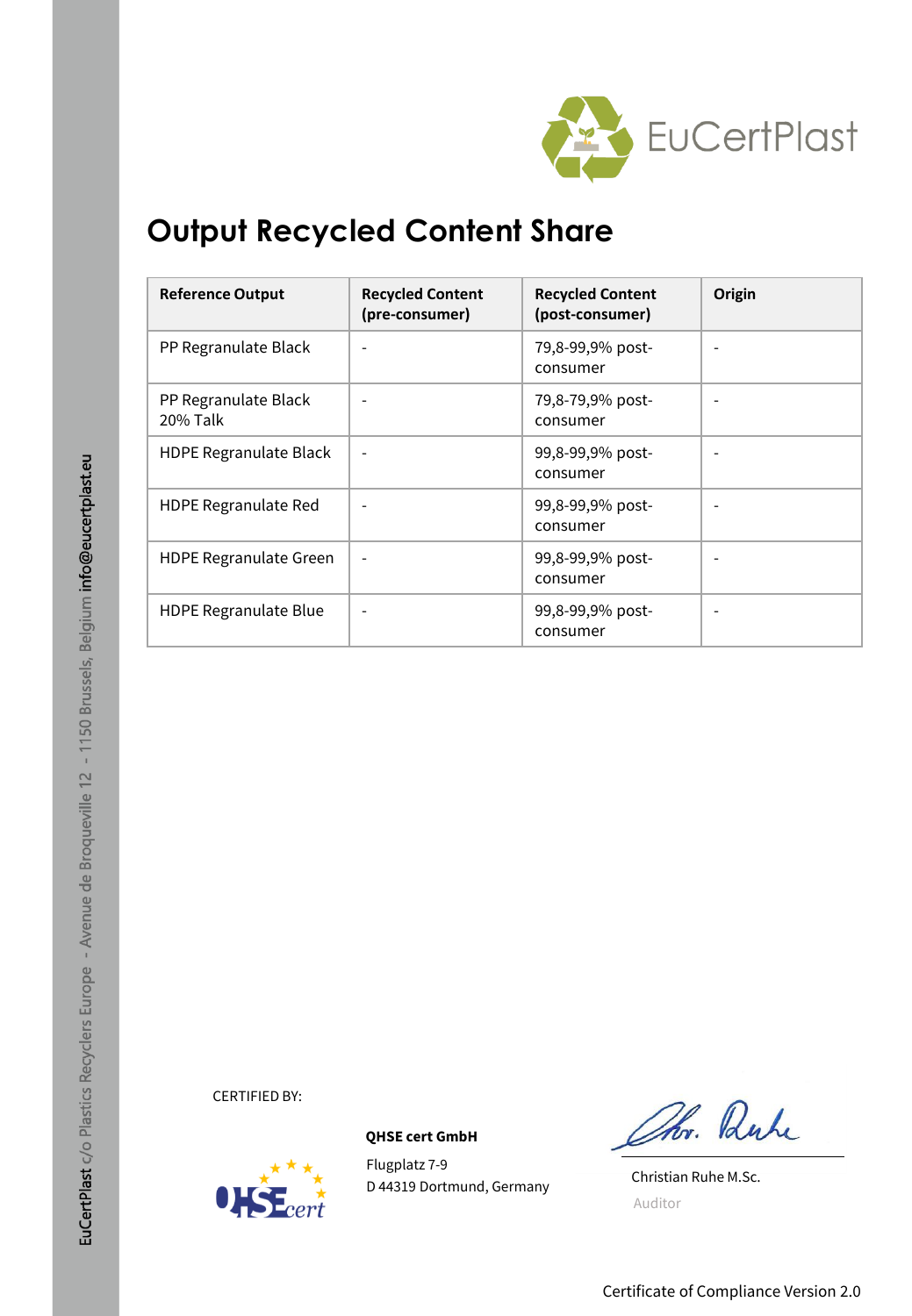EuCertPlast

# Output Recycled Content Share

| Reference Output | Recycled Content (pre-consumer) | Recycled Content (post-consumer) | Origin |
|---|---|---|---|
| PP Regranulate Black | - | 79,8-99,9% post-consumer | - |
| PP Regranulate Black 20% Talk | - | 79,8-79,9% post-consumer | - |
| HDPE Regranulate Black | - | 99,8-99,9% post-consumer | - |
| HDPE Regranulate Red | - | 99,8-99,9% post-consumer | - |
| HDPE Regranulate Green | - | 99,8-99,9% post-consumer | - |
| HDPE Regranulate Blue | - | 99,8-99,9% post-consumer | - |

CERTIFIED BY:

**QHSE cert GmbH**
Flugplatz 7-9
D 44319 Dortmund, Germany

Christian Ruhe M.Sc.
Auditor

Certificate of Compliance Version 2.0

**EuCertPlast** c/o Plastics Recyclers Europe - Avenue de Broqueville 12 - 1150 Brussels, Belgium **info@eucertplast.eu**